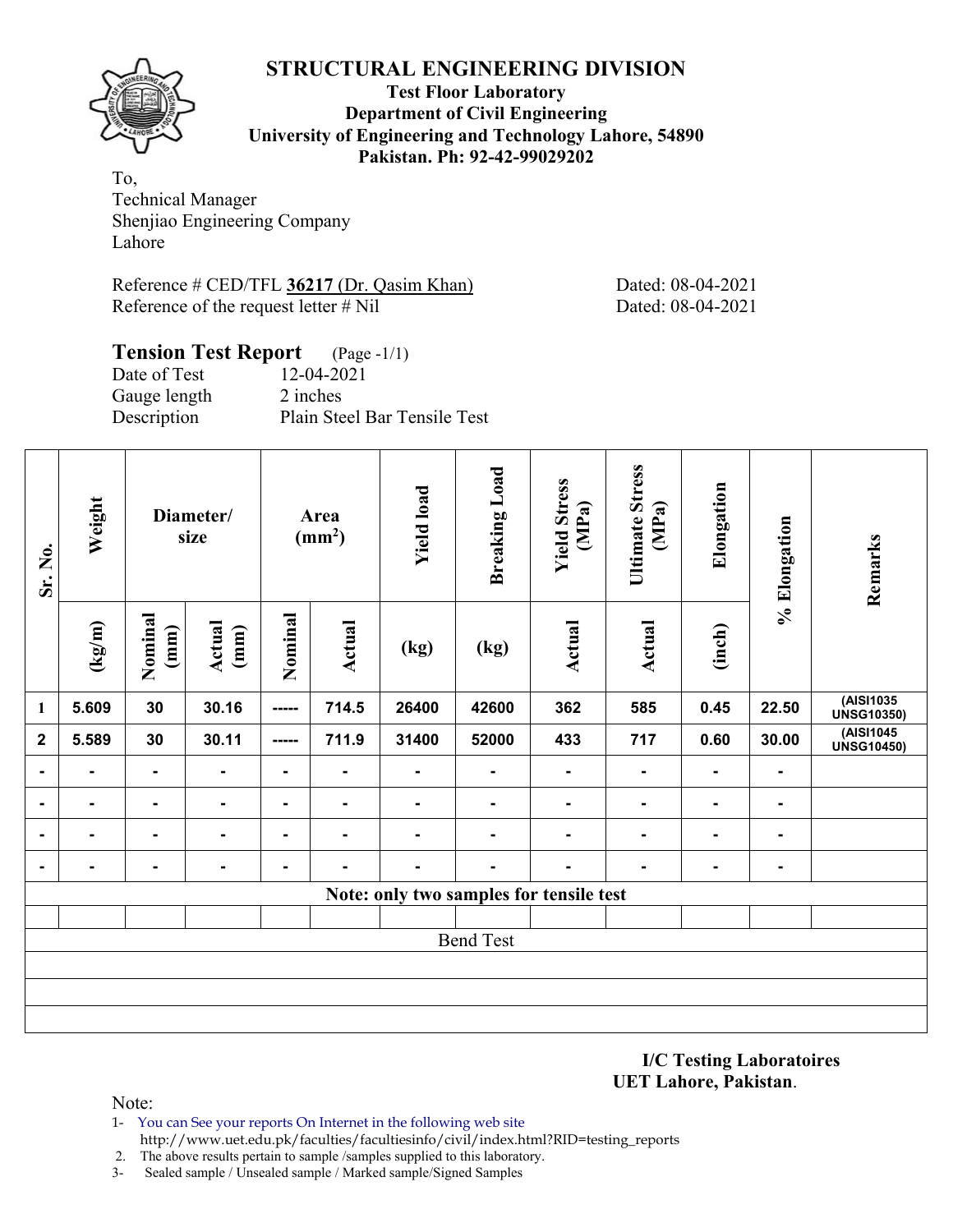# STRUCTURAL ENGINEERING DIVISION

**Test Floor Laboratory**
**Department of Civil Engineering**
**University of Engineering and Technology Lahore, 54890**
**Pakistan. Ph: 92-42-99029202**

To,
Technical Manager
Shenjiao Engineering Company
Lahore

Reference # CED/TFL **36217** (Dr. Qasim Khan) Dated: 08-04-2021
Reference of the request letter # Nil Dated: 08-04-2021

## Tension Test Report (Page -1/1)

Date of Test 12-04-2021
Gauge length 2 inches
Description Plain Steel Bar Tensile Test

| Sr. No. | Weight | Diameter/ size | | Area ($mm^2$) | | Yield load | Breaking Load | Yield Stress (MPa) | Ultimate Stress (MPa) | Elongation | % Elongation | Remarks |
|---|---|---|---|---|---|---|---|---|---|---|---|---|
| | (kg/m) | Nominal (mm) | Actual (mm) | Nominal | Actual | (kg) | (kg) | Actual | Actual | (inch) | | |
| 1 | 5.609 | 30 | 30.16 | ----- | 714.5 | 26400 | 42600 | 362 | 585 | 0.45 | 22.50 | (AISI1035 UNSG10350) |
| 2 | 5.589 | 30 | 30.11 | ----- | 711.9 | 31400 | 52000 | 433 | 717 | 0.60 | 30.00 | (AISI1045 UNSG10450) |
| - | - | - | - | - | - | - | - | - | - | - | - | |
| - | - | - | - | - | - | - | - | - | - | - | - | |
| - | - | - | - | - | - | - | - | - | - | - | - | |
| - | - | - | - | - | - | - | - | - | - | - | - | |
| Note: only two samples for tensile test | | | | | | | | | | | | |
| | | | | | | | | | | | | |
| Bend Test | | | | | | | | | | | | |
| | | | | | | | | | | | | |
| | | | | | | | | | | | | |
| | | | | | | | | | | | | |

**I/C Testing Laboratoires**
**UET Lahore, Pakistan**.

Note:
1- You can See your reports On Internet in the following web site
http://www.uet.edu.pk/faculties/facultiesinfo/civil/index.html?RID=testing_reports
2. The above results pertain to sample /samples supplied to this laboratory.
3- Sealed sample / Unsealed sample / Marked sample/Signed Samples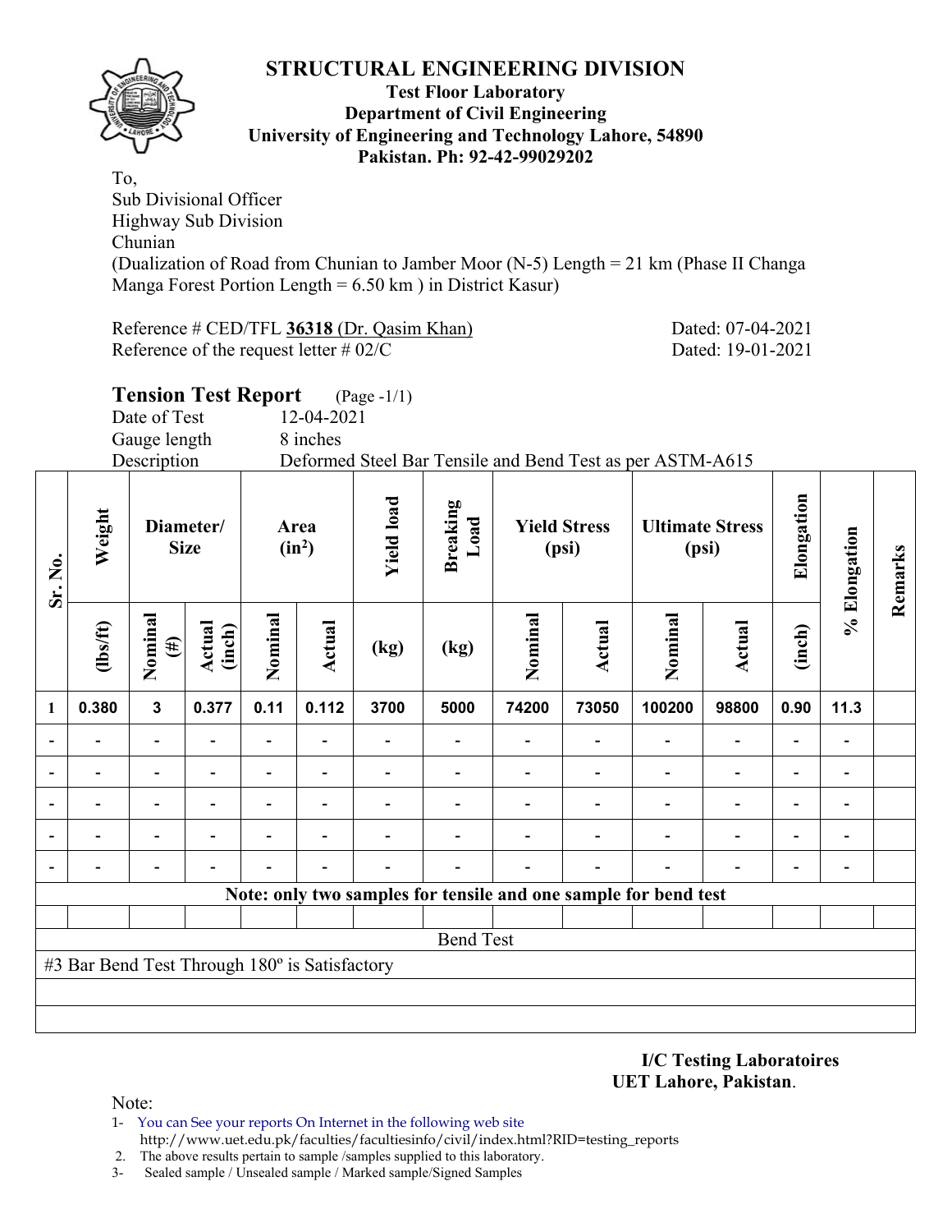# STRUCTURAL ENGINEERING DIVISION

**Test Floor Laboratory**
**Department of Civil Engineering**
**University of Engineering and Technology Lahore, 54890**
**Pakistan. Ph: 92-42-99029202**

To,
Sub Divisional Officer
Highway Sub Division
Chunian
(Dualization of Road from Chunian to Jamber Moor (N-5) Length = 21 km (Phase II Changa Manga Forest Portion Length = 6.50 km ) in District Kasur)

Reference # CED/TFL **36318** (Dr. Qasim Khan) Dated: 07-04-2021
Reference of the request letter # 02/C Dated: 19-01-2021

## Tension Test Report (Page -1/1)

Date of Test 12-04-2021
Gauge length 8 inches
Description Deformed Steel Bar Tensile and Bend Test as per ASTM-A615

| Sr. No. | Weight | Diameter/ Size | | Area ($in^2$) | | Yield load | Breaking Load | Yield Stress (psi) | | Ultimate Stress (psi) | | Elongation | % Elongation | Remarks |
|---|---|---|---|---|---|---|---|---|---|---|---|---|---|---|
| | (lbs/ft) | Nominal (#) | Actual (inch) | Nominal | Actual | (kg) | (kg) | Nominal | Actual | Nominal | Actual | (inch) | | |
| 1 | 0.380 | 3 | 0.377 | 0.11 | 0.112 | 3700 | 5000 | 74200 | 73050 | 100200 | 98800 | 0.90 | 11.3 | |
| - | - | - | - | - | - | - | - | - | - | - | - | - | - | |
| - | - | - | - | - | - | - | - | - | - | - | - | - | - | |
| - | - | - | - | - | - | - | - | - | - | - | - | - | - | |
| - | - | - | - | - | - | - | - | - | - | - | - | - | - | |
| - | - | - | - | - | - | - | - | - | - | - | - | - | - | |
| **Note: only two samples for tensile and one sample for bend test** | | | | | | | | | | | | | | |
| | | | | | | | | | | | | | | |
| Bend Test | | | | | | | | | | | | | | |
| #3 Bar Bend Test Through 180º is Satisfactory | | | | | | | | | | | | | | |

**I/C Testing Laboratoires**
**UET Lahore, Pakistan**.

Note:
1- You can See your reports On Internet in the following web site
http://www.uet.edu.pk/faculties/facultiesinfo/civil/index.html?RID=testing_reports
2. The above results pertain to sample /samples supplied to this laboratory.
3- Sealed sample / Unsealed sample / Marked sample/Signed Samples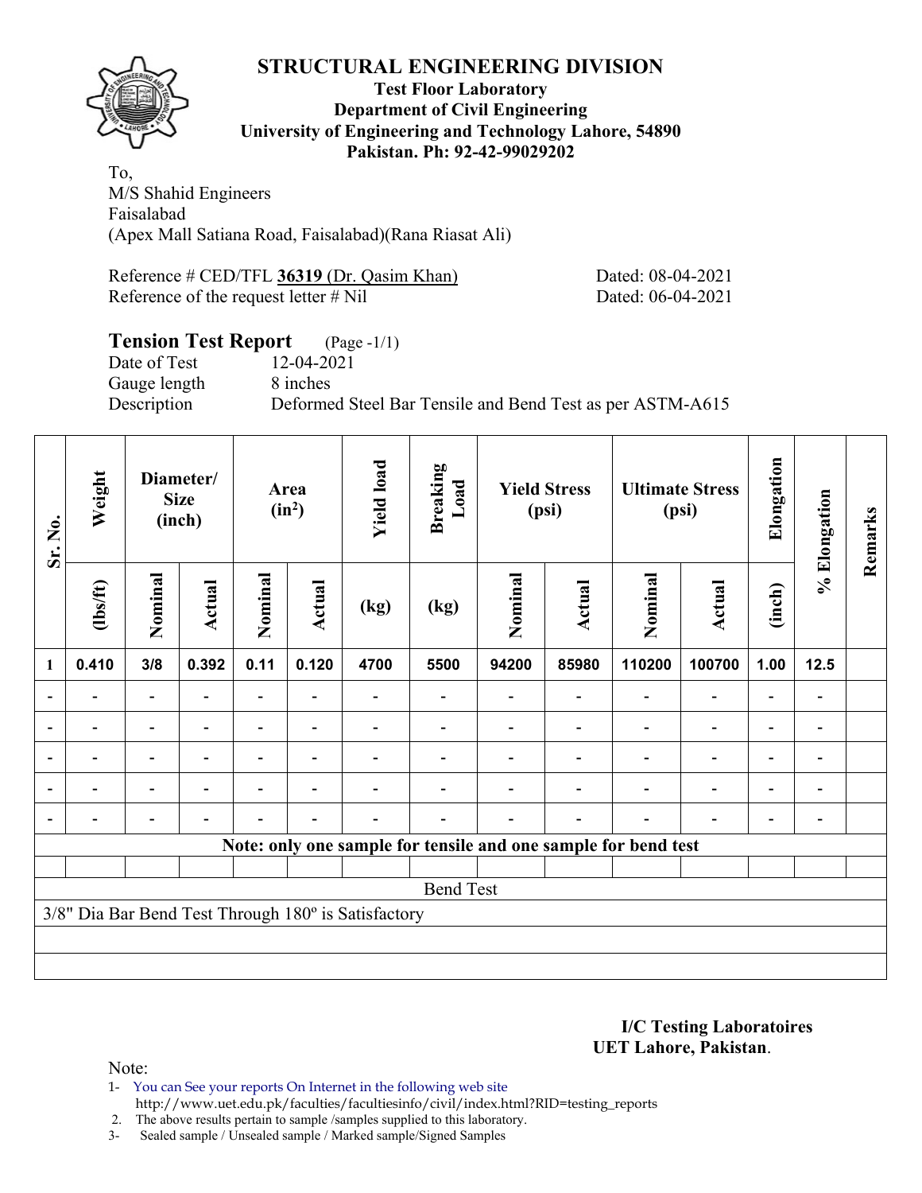# STRUCTURAL ENGINEERING DIVISION

**Test Floor Laboratory**
**Department of Civil Engineering**
**University of Engineering and Technology Lahore, 54890**
**Pakistan. Ph: 92-42-99029202**

To,
M/S Shahid Engineers
Faisalabad
(Apex Mall Satiana Road, Faisalabad)(Rana Riasat Ali)

Reference # CED/TFL **36319** (Dr. Qasim Khan) Dated: 08-04-2021
Reference of the request letter # Nil Dated: 06-04-2021

## Tension Test Report (Page -1/1)

Date of Test 12-04-2021
Gauge length 8 inches
Description Deformed Steel Bar Tensile and Bend Test as per ASTM-A615

| Sr. No. | Weight | Diameter/ Size (inch) | | Area ($in^2$) | | Yield load | Breaking Load | Yield Stress (psi) | | Ultimate Stress (psi) | | Elongation | % Elongation | Remarks |
|---|---|---|---|---|---|---|---|---|---|---|---|---|---|---|
| | (lbs/ft) | Nominal | Actual | Nominal | Actual | (kg) | (kg) | Nominal | Actual | Nominal | Actual | (inch) | | |
| 1 | 0.410 | 3/8 | 0.392 | 0.11 | 0.120 | 4700 | 5500 | 94200 | 85980 | 110200 | 100700 | 1.00 | 12.5 | |
| - | - | - | - | - | - | - | - | - | - | - | - | - | - | |
| - | - | - | - | - | - | - | - | - | - | - | - | - | - | |
| - | - | - | - | - | - | - | - | - | - | - | - | - | - | |
| - | - | - | - | - | - | - | - | - | - | - | - | - | - | |
| - | - | - | - | - | - | - | - | - | - | - | - | - | - | |
| **Note: only one sample for tensile and one sample for bend test** | | | | | | | | | | | | | | |
| | | | | | | | | | | | | | | |
| Bend Test | | | | | | | | | | | | | | |
| 3/8" Dia Bar Bend Test Through 180º is Satisfactory | | | | | | | | | | | | | | |

**I/C Testing Laboratoires**
**UET Lahore, Pakistan**.

Note:

1- You can See your reports On Internet in the following web site
http://www.uet.edu.pk/faculties/facultiesinfo/civil/index.html?RID=testing_reports
2. The above results pertain to sample /samples supplied to this laboratory.
3- Sealed sample / Unsealed sample / Marked sample/Signed Samples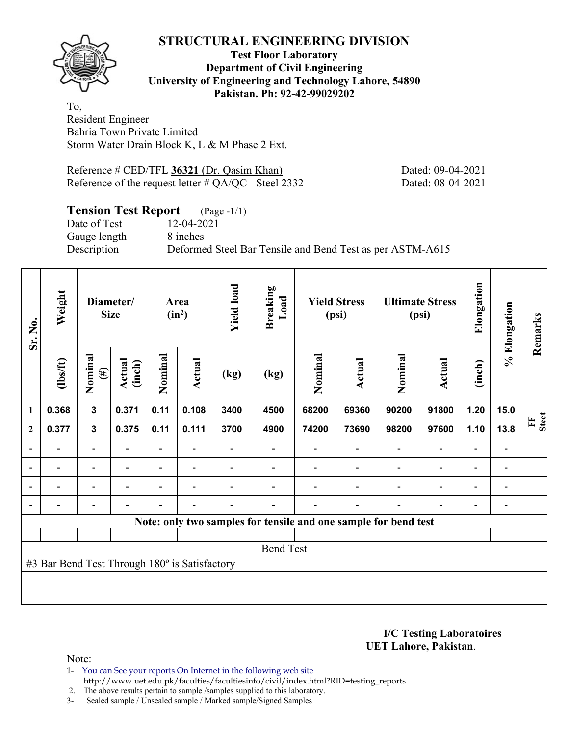# STRUCTURAL ENGINEERING DIVISION

**Test Floor Laboratory**
**Department of Civil Engineering**
**University of Engineering and Technology Lahore, 54890**
**Pakistan. Ph: 92-42-99029202**

To,
Resident Engineer
Bahria Town Private Limited
Storm Water Drain Block K, L & M Phase 2 Ext.

Reference # CED/TFL **36321** (Dr. Qasim Khan) Dated: 09-04-2021
Reference of the request letter # QA/QC - Steel 2332 Dated: 08-04-2021

## Tension Test Report (Page -1/1)

Date of Test 12-04-2021
Gauge length 8 inches
Description Deformed Steel Bar Tensile and Bend Test as per ASTM-A615

| Sr. No. | Weight | Diameter/ Size | | Area (in$^2$) | | Yield load | Breaking Load | Yield Stress (psi) | | Ultimate Stress (psi) | | Elongation | % Elongation | Remarks |
|---|---|---|---|---|---|---|---|---|---|---|---|---|---|---|
| | (lbs/ft) | Nominal (#) | Actual (inch) | Nominal | Actual | (kg) | (kg) | Nominal | Actual | Nominal | Actual | (inch) | | |
| 1 | 0.368 | 3 | 0.371 | 0.11 | 0.108 | 3400 | 4500 | 68200 | 69360 | 90200 | 91800 | 1.20 | 15.0 | FF Steel |
| 2 | 0.377 | 3 | 0.375 | 0.11 | 0.111 | 3700 | 4900 | 74200 | 73690 | 98200 | 97600 | 1.10 | 13.8 | |
| - | - | - | - | - | - | - | - | - | - | - | - | - | - | |
| - | - | - | - | - | - | - | - | - | - | - | - | - | - | |
| - | - | - | - | - | - | - | - | - | - | - | - | - | - | |
| - | - | - | - | - | - | - | - | - | - | - | - | - | - | |

Note: only two samples for tensile and one sample for bend test

**Bend Test**

#3 Bar Bend Test Through 180º is Satisfactory

**I/C Testing Laboratoires**
**UET Lahore, Pakistan**.

Note:

1- You can See your reports On Internet in the following web site
http://www.uet.edu.pk/faculties/facultiesinfo/civil/index.html?RID=testing_reports
2. The above results pertain to sample /samples supplied to this laboratory.
3- Sealed sample / Unsealed sample / Marked sample/Signed Samples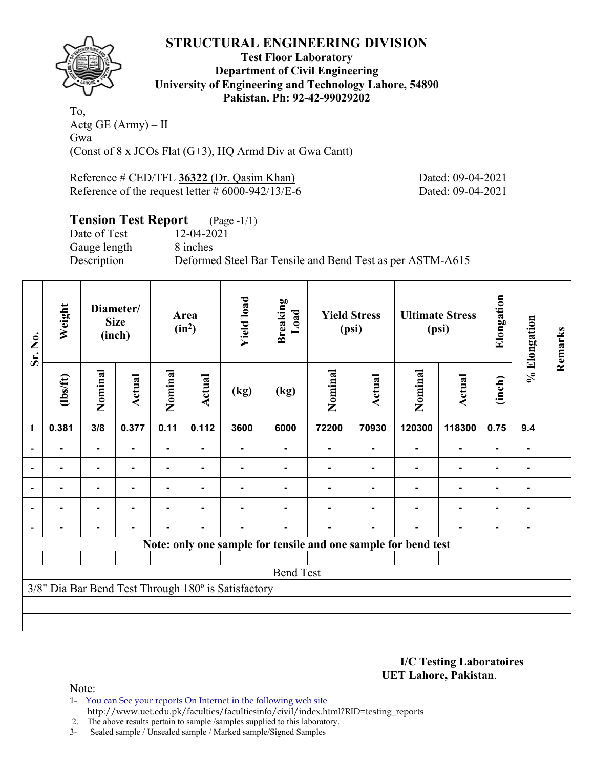# STRUCTURAL ENGINEERING DIVISION

**Test Floor Laboratory**
**Department of Civil Engineering**
**University of Engineering and Technology Lahore, 54890**
**Pakistan. Ph: 92-42-99029202**

To,
Actg GE (Army) – II
Gwa
(Const of 8 x JCOs Flat (G+3), HQ Armd Div at Gwa Cantt)

Reference # CED/TFL **36322** (Dr. Qasim Khan) Dated: 09-04-2021
Reference of the request letter # 6000-942/13/E-6 Dated: 09-04-2021

## Tension Test Report (Page -1/1)

Date of Test 12-04-2021
Gauge length 8 inches
Description Deformed Steel Bar Tensile and Bend Test as per ASTM-A615

| Sr. No. | Weight | Diameter/ Size (inch) | | Area ($in^2$) | | Yield load | Breaking Load | Yield Stress (psi) | | Ultimate Stress (psi) | | Elongation | % Elongation | Remarks |
|---|---|---|---|---|---|---|---|---|---|---|---|---|---|---|
| | (lbs/ft) | Nominal | Actual | Nominal | Actual | (kg) | (kg) | Nominal | Actual | Nominal | Actual | (inch) | | |
| 1 | 0.381 | 3/8 | 0.377 | 0.11 | 0.112 | 3600 | 6000 | 72200 | 70930 | 120300 | 118300 | 0.75 | 9.4 | |
| - | - | - | - | - | - | - | - | - | - | - | - | - | - | |
| - | - | - | - | - | - | - | - | - | - | - | - | - | - | |
| - | - | - | - | - | - | - | - | - | - | - | - | - | - | |
| - | - | - | - | - | - | - | - | - | - | - | - | - | - | |
| - | - | - | - | - | - | - | - | - | - | - | - | - | - | |
| Note: only one sample for tensile and one sample for bend test | | | | | | | | | | | | | | |
| | | | | | | | | | | | | | | |
| Bend Test | | | | | | | | | | | | | | |
| 3/8" Dia Bar Bend Test Through 180º is Satisfactory | | | | | | | | | | | | | | |

**I/C Testing Laboratoires**
**UET Lahore, Pakistan**.

Note:

1- You can See your reports On Internet in the following web site
http://www.uet.edu.pk/faculties/facultiesinfo/civil/index.html?RID=testing_reports
2. The above results pertain to sample /samples supplied to this laboratory.
3- Sealed sample / Unsealed sample / Marked sample/Signed Samples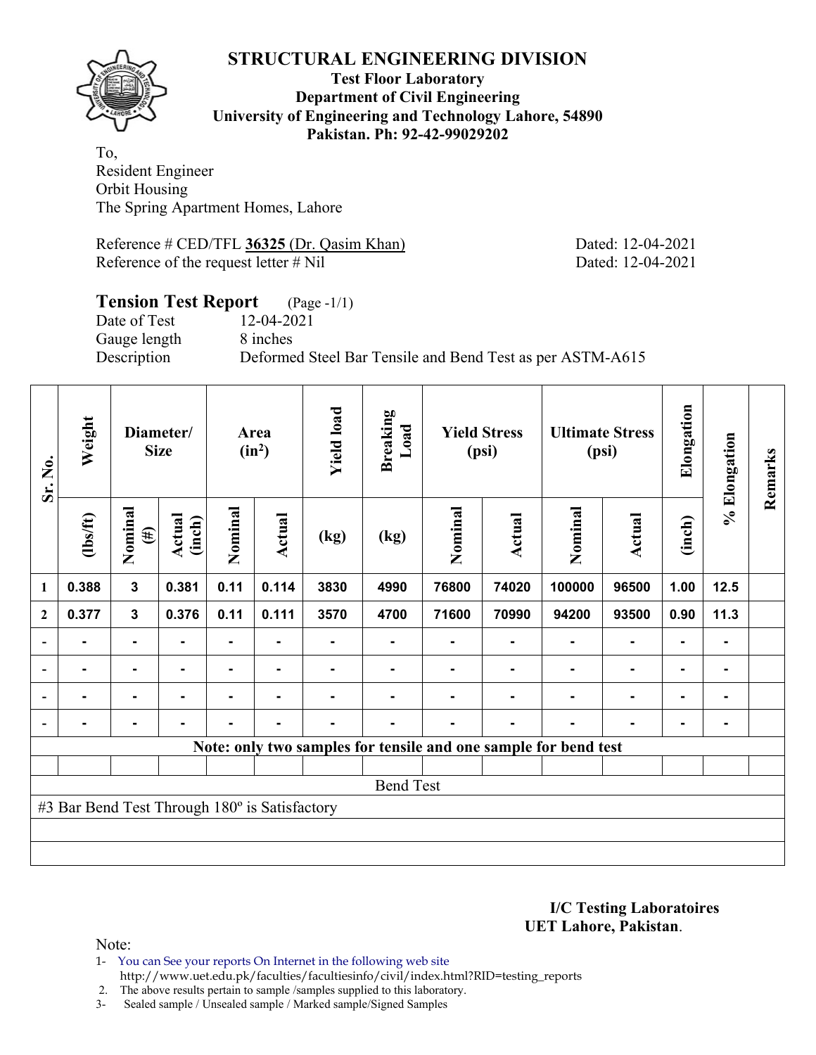# STRUCTURAL ENGINEERING DIVISION

**Test Floor Laboratory**
**Department of Civil Engineering**
**University of Engineering and Technology Lahore, 54890**
**Pakistan. Ph: 92-42-99029202**

To,
Resident Engineer
Orbit Housing
The Spring Apartment Homes, Lahore

Reference # CED/TFL **36325** (Dr. Qasim Khan) Dated: 12-04-2021
Reference of the request letter # Nil Dated: 12-04-2021

## Tension Test Report (Page -1/1)

Date of Test 12-04-2021
Gauge length 8 inches
Description Deformed Steel Bar Tensile and Bend Test as per ASTM-A615

| Sr. No. | Weight | Diameter/ Size | | Area (in²) | | Yield load | Breaking Load | Yield Stress (psi) | | Ultimate Stress (psi) | | Elongation | % Elongation | Remarks |
|---|---|---|---|---|---|---|---|---|---|---|---|---|---|---|
| | (lbs/ft) | Nominal (#) | Actual (inch) | Nominal | Actual | (kg) | (kg) | Nominal | Actual | Nominal | Actual | (inch) | | |
| 1 | 0.388 | 3 | 0.381 | 0.11 | 0.114 | 3830 | 4990 | 76800 | 74020 | 100000 | 96500 | 1.00 | 12.5 | |
| 2 | 0.377 | 3 | 0.376 | 0.11 | 0.111 | 3570 | 4700 | 71600 | 70990 | 94200 | 93500 | 0.90 | 11.3 | |
| - | - | - | - | - | - | - | - | - | - | - | - | - | - | |
| - | - | - | - | - | - | - | - | - | - | - | - | - | - | |
| - | - | - | - | - | - | - | - | - | - | - | - | - | - | |
| - | - | - | - | - | - | - | - | - | - | - | - | - | - | |

**Note: only two samples for tensile and one sample for bend test**

Bend Test

#3 Bar Bend Test Through 180º is Satisfactory

**I/C Testing Laboratoires**
**UET Lahore, Pakistan**.

Note:
1- You can See your reports On Internet in the following web site
http://www.uet.edu.pk/faculties/facultiesinfo/civil/index.html?RID=testing_reports
2. The above results pertain to sample /samples supplied to this laboratory.
3- Sealed sample / Unsealed sample / Marked sample/Signed Samples